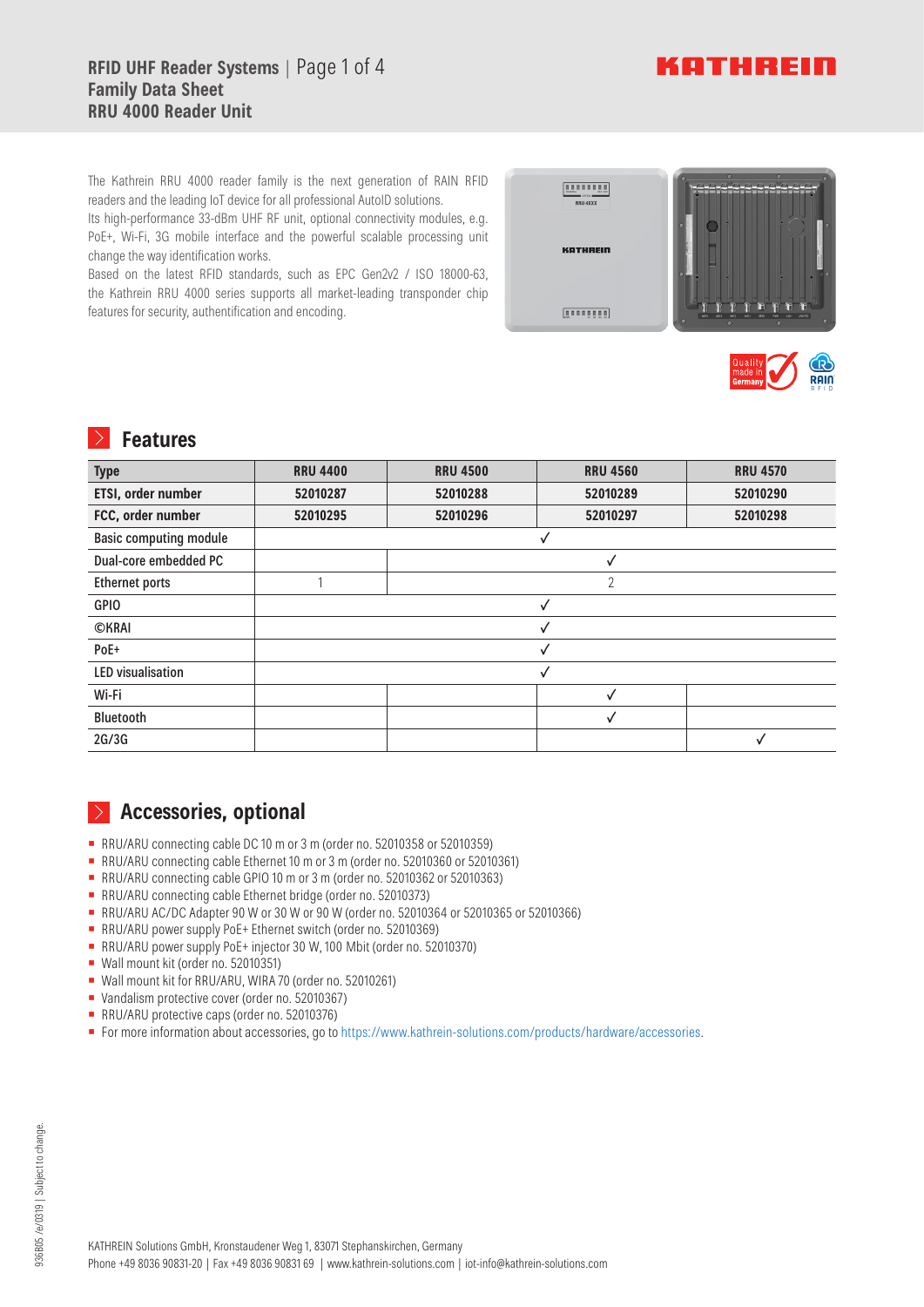# RFID UHF Reader Systems

## Family Data Sheet
## RRU 4000 Reader Unit

The Kathrein RRU 4000 reader family is the next generation of RAIN RFID readers and the leading IoT device for all professional AutoID solutions.
Its high-performance 33-dBm UHF RF unit, optional connectivity modules, e.g. PoE+, Wi-Fi, 3G mobile interface and the powerful scalable processing unit change the way identification works.
Based on the latest RFID standards, such as EPC Gen2v2 / ISO 18000-63, the Kathrein RRU 4000 series supports all market-leading transponder chip features for security, authentification and encoding.

## Features

| Type | RRU 4400 | RRU 4500 | RRU 4560 | RRU 4570 |
|---|---|---|---|---|
| ETSI, order number | 52010287 | 52010288 | 52010289 | 52010290 |
| FCC, order number | 52010295 | 52010296 | 52010297 | 52010298 |
| Basic computing module | ✓ | ✓ | ✓ | ✓ |
| Dual-core embedded PC | | ✓ | ✓ | ✓ |
| Ethernet ports | 1 | 2 | 2 | 2 |
| GPIO | ✓ | ✓ | ✓ | ✓ |
| ©KRAI | ✓ | ✓ | ✓ | ✓ |
| PoE+ | ✓ | ✓ | ✓ | ✓ |
| LED visualisation | ✓ | ✓ | ✓ | ✓ |
| Wi-Fi | | | ✓ | |
| Bluetooth | | | ✓ | |
| 2G/3G | | | | ✓ |

## Accessories, optional

- RRU/ARU connecting cable DC 10 m or 3 m (order no. 52010358 or 52010359)
- RRU/ARU connecting cable Ethernet 10 m or 3 m (order no. 52010360 or 52010361)
- RRU/ARU connecting cable GPIO 10 m or 3 m (order no. 52010362 or 52010363)
- RRU/ARU connecting cable Ethernet bridge (order no. 52010373)
- RRU/ARU AC/DC Adapter 90 W or 30 W or 90 W (order no. 52010364 or 52010365 or 52010366)
- RRU/ARU power supply PoE+ Ethernet switch (order no. 52010369)
- RRU/ARU power supply PoE+ injector 30 W, 100 Mbit (order no. 52010370)
- Wall mount kit (order no. 52010351)
- Wall mount kit for RRU/ARU, WIRA 70 (order no. 52010261)
- Vandalism protective cover (order no. 52010367)
- RRU/ARU protective caps (order no. 52010376)
- For more information about accessories, go to https://www.kathrein-solutions.com/products/hardware/accessories.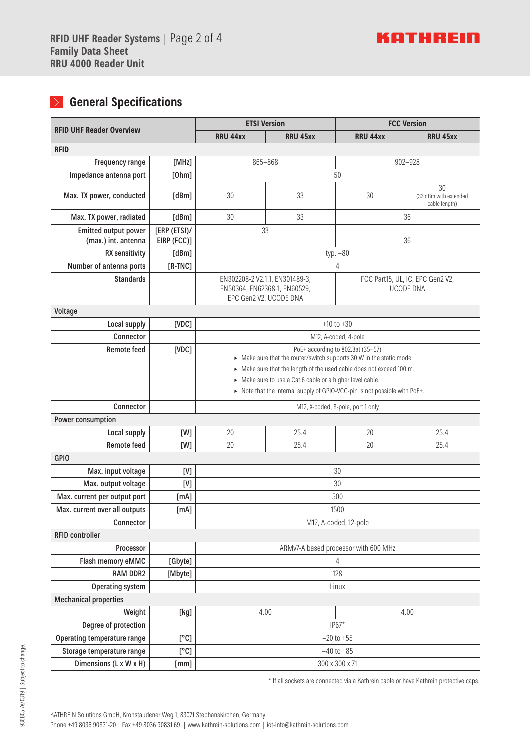## General Specifications

| RFID UHF Reader Overview | | ETSI Version | | FCC Version | |
|---|---|---|---|---|---|
| | | RRU 44xx | RRU 45xx | RRU 44xx | RRU 45xx |
| **RFID** | | | | | |
| Frequency range | [MHz] | 865–868 | | 902–928 | |
| Impedance antenna port | [Ohm] | 50 | | | |
| Max. TX power, conducted | [dBm] | 30 | 33 | 30 | 30 (33 dBm with extended cable length) |
| Max. TX power, radiated | [dBm] | 30 | 33 | 36 | |
| Emitted output power (max.) int. antenna | [ERP (ETSI)/ EIRP (FCC)] | 33 | | 36 | |
| RX sensitivity | [dBm] | typ. −80 | | | |
| Number of antenna ports | [R-TNC] | 4 | | | |
| Standards | | EN302208-2 V2.1.1, EN301489-3, EN50364, EN62368-1, EN60529, EPC Gen2 V2, UCODE DNA | | FCC Part15, UL, IC, EPC Gen2 V2, UCODE DNA | |
| **Voltage** | | | | | |
| Local supply | [VDC] | +10 to +30 | | | |
| Connector | | M12, A-coded, 4-pole | | | |
| Remote feed | [VDC] | PoE+ according to 802.3at (35–57)<br>▸ Make sure that the router/switch supports 30 W in the static mode.<br>▸ Make sure that the length of the used cable does not exceed 100 m.<br>▸ Make sure to use a Cat 6 cable or a higher level cable.<br>▸ Note that the internal supply of GPIO-VCC-pin is not possible with PoE+. | | | |
| Connector | | M12, X-coded, 8-pole, port 1 only | | | |
| **Power consumption** | | | | | |
| Local supply | [W] | 20 | 25.4 | 20 | 25.4 |
| Remote feed | [W] | 20 | 25.4 | 20 | 25.4 |
| **GPIO** | | | | | |
| Max. input voltage | [V] | 30 | | | |
| Max. output voltage | [V] | 30 | | | |
| Max. current per output port | [mA] | 500 | | | |
| Max. current over all outputs | [mA] | 1500 | | | |
| Connector | | M12, A-coded, 12-pole | | | |
| **RFID controller** | | | | | |
| Processor | | ARMv7-A based processor with 600 MHz | | | |
| Flash memory eMMC | [Gbyte] | 4 | | | |
| RAM DDR2 | [Mbyte] | 128 | | | |
| Operating system | | Linux | | | |
| **Mechanical properties** | | | | | |
| Weight | [kg] | 4.00 | | 4.00 | |
| Degree of protection | | IP67* | | | |
| Operating temperature range | [°C] | −20 to +55 | | | |
| Storage temperature range | [°C] | −40 to +85 | | | |
| Dimensions (L x W x H) | [mm] | 300 x 300 x 71 | | | |

\* If all sockets are connected via a Kathrein cable or have Kathrein protective caps.

KATHREIN Solutions GmbH, Kronstaudener Weg 1, 83071 Stephanskirchen, Germany
Phone +49 8036 90831-20 | Fax +49 8036 90831 69 | www.kathrein-solutions.com | iot-info@kathrein-solutions.com

936B05 /e/0319 | Subject to change.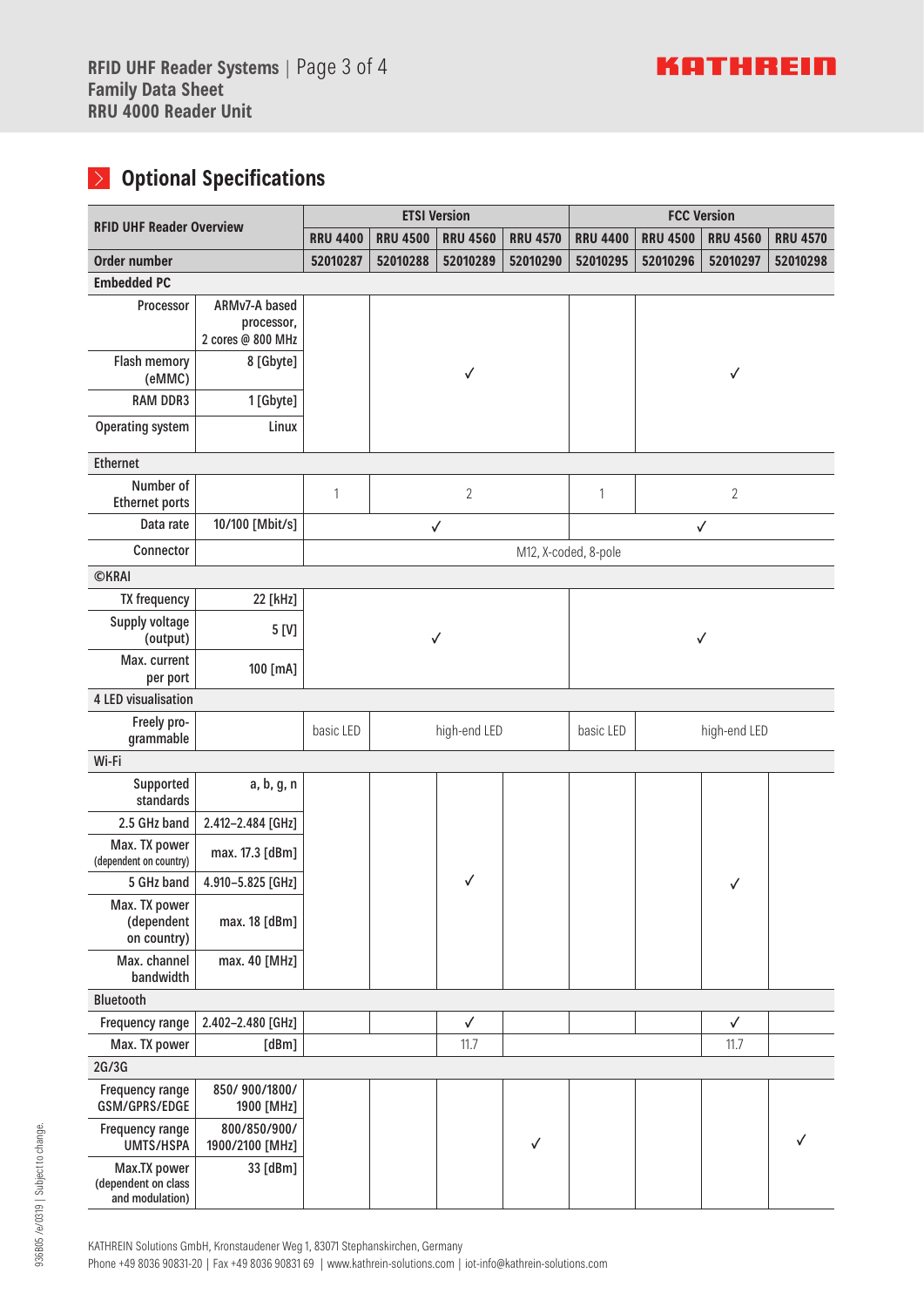## Optional Specifications

| RFID UHF Reader Overview | | ETSI Version | | | | FCC Version | | | |
|---|---|---|---|---|---|---|---|---|---|
| | | RRU 4400 | RRU 4500 | RRU 4560 | RRU 4570 | RRU 4400 | RRU 4500 | RRU 4560 | RRU 4570 |
| **Order number** | | 52010287 | 52010288 | 52010289 | 52010290 | 52010295 | 52010296 | 52010297 | 52010298 |
| **Embedded PC** | | | | | | | | | |
| Processor | ARMv7-A based processor, 2 cores @ 800 MHz | | | ✓ | | | | ✓ | |
| Flash memory (eMMC) | 8 [Gbyte] | | | ✓ | | | | ✓ | |
| RAM DDR3 | 1 [Gbyte] | | | ✓ | | | | ✓ | |
| Operating system | Linux | | | ✓ | | | | ✓ | |
| **Ethernet** | | | | | | | | | |
| Number of Ethernet ports | | 1 | | 2 | | 1 | | 2 | |
| Data rate | 10/100 [Mbit/s] | | | ✓ | | | | ✓ | |
| Connector | | | | | M12, X-coded, 8-pole | | | | |
| **©KRAI** | | | | | | | | | |
| TX frequency | 22 [kHz] | | | ✓ | | | | ✓ | |
| Supply voltage (output) | 5 [V] | | | ✓ | | | | ✓ | |
| Max. current per port | 100 [mA] | | | ✓ | | | | ✓ | |
| **4 LED visualisation** | | | | | | | | | |
| Freely programmable | | basic LED | | high-end LED | | basic LED | | high-end LED | |
| **Wi-Fi** | | | | | | | | | |
| Supported standards | a, b, g, n | | | ✓ | | | | ✓ | |
| 2.5 GHz band | 2.412–2.484 [GHz] | | | ✓ | | | | ✓ | |
| Max. TX power (dependent on country) | max. 17.3 [dBm] | | | ✓ | | | | ✓ | |
| 5 GHz band | 4.910–5.825 [GHz] | | | ✓ | | | | ✓ | |
| Max. TX power (dependent on country) | max. 18 [dBm] | | | ✓ | | | | ✓ | |
| Max. channel bandwidth | max. 40 [MHz] | | | ✓ | | | | ✓ | |
| **Bluetooth** | | | | | | | | | |
| Frequency range | 2.402–2.480 [GHz] | | | ✓ | | | | ✓ | |
| Max. TX power | [dBm] | | | 11.7 | | | | 11.7 | |
| **2G/3G** | | | | | | | | | |
| Frequency range GSM/GPRS/EDGE | 850/ 900/1800/ 1900 [MHz] | | | | ✓ | | | | ✓ |
| Frequency range UMTS/HSPA | 800/850/900/ 1900/2100 [MHz] | | | | ✓ | | | | ✓ |
| Max.TX power (dependent on class and modulation) | 33 [dBm] | | | | ✓ | | | | ✓ |

KATHREIN Solutions GmbH, Kronstaudener Weg 1, 83071 Stephanskirchen, Germany
Phone +49 8036 90831-20 | Fax +49 8036 90831 69 | www.kathrein-solutions.com | iot-info@kathrein-solutions.com

936B05 /e/0319 | Subject to change.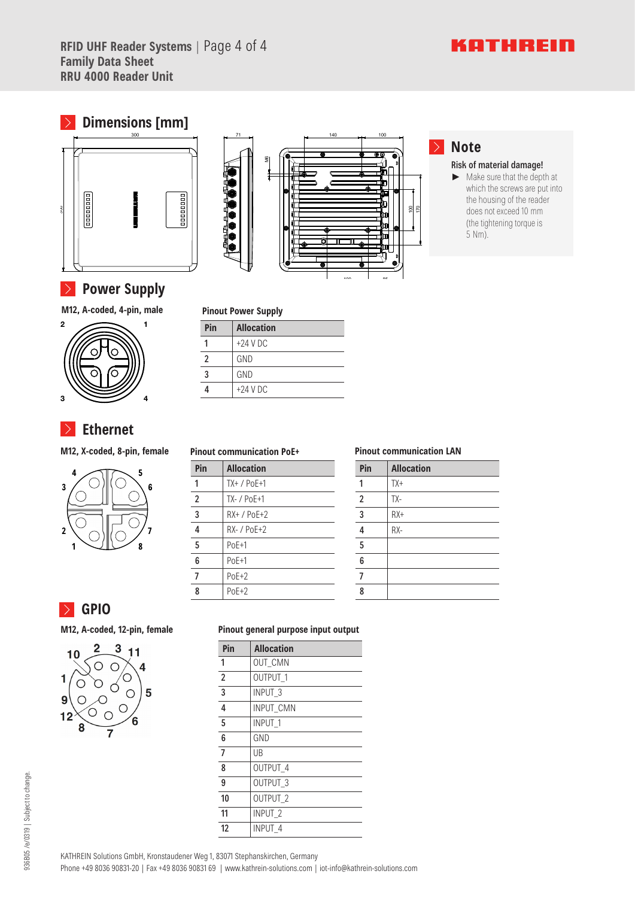## Dimensions [mm]

300

71

140 100

100 170

## Note

**Risk of material damage!**

- Make sure that the depth at which the screws are put into the housing of the reader does not exceed 10 mm (the tightening torque is 5 Nm).

## Power Supply

**M12, A-coded, 4-pin, male**

2 1

3 4

**Pinout Power Supply**

| Pin | Allocation |
|---|---|
| 1 | +24 V DC |
| 2 | GND |
| 3 | GND |
| 4 | +24 V DC |

## Ethernet

**M12, X-coded, 8-pin, female**

4 5 3 6 2 7 1 8

**Pinout communication PoE+**

| Pin | Allocation |
|---|---|
| 1 | TX+ / PoE+1 |
| 2 | TX- / PoE+1 |
| 3 | RX+ / PoE+2 |
| 4 | RX- / PoE+2 |
| 5 | PoE+1 |
| 6 | PoE+1 |
| 7 | PoE+2 |
| 8 | PoE+2 |

**Pinout communication LAN**

| Pin | Allocation |
|---|---|
| 1 | TX+ |
| 2 | TX- |
| 3 | RX+ |
| 4 | RX- |
| 5 | |
| 6 | |
| 7 | |
| 8 | |

## GPIO

**M12, A-coded, 12-pin, female**

10 2 3 11 4 1 5 9 12 6 8 7

**Pinout general purpose input output**

| Pin | Allocation |
|---|---|
| 1 | OUT_CMN |
| 2 | OUTPUT_1 |
| 3 | INPUT_3 |
| 4 | INPUT_CMN |
| 5 | INPUT_1 |
| 6 | GND |
| 7 | UB |
| 8 | OUTPUT_4 |
| 9 | OUTPUT_3 |
| 10 | OUTPUT_2 |
| 11 | INPUT_2 |
| 12 | INPUT_4 |

936805 /e/0319 | Subject to change.

KATHREIN Solutions GmbH, Kronstaudener Weg 1, 83071 Stephanskirchen, Germany
Phone +49 8036 90831-20 | Fax +49 8036 90831 69 | www.kathrein-solutions.com | iot-info@kathrein-solutions.com